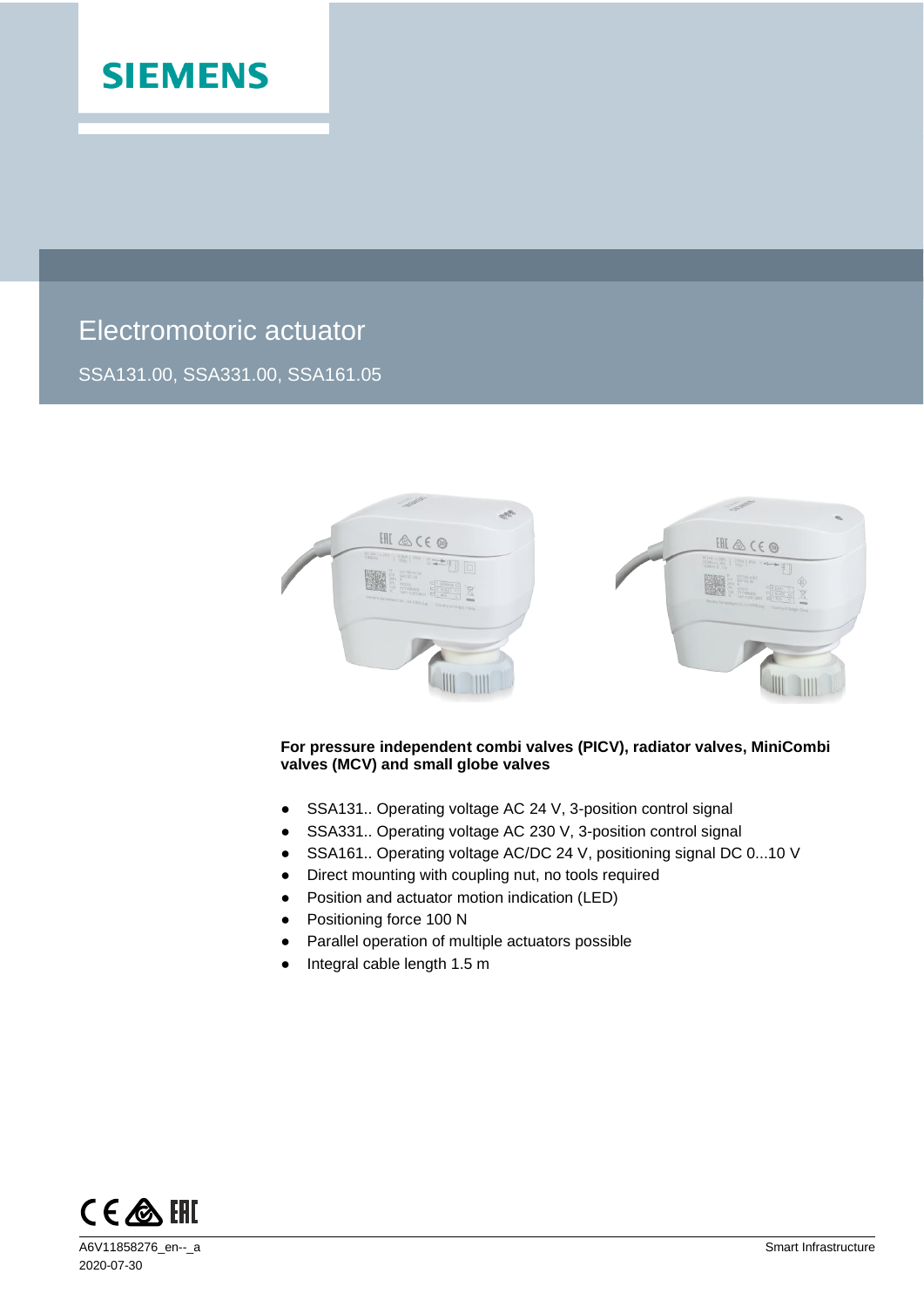SIEMENS

# Electromotoric actuator

SSA131.00, SSA331.00, SSA161.05

**For pressure independent combi valves (PICV), radiator valves, MiniCombi valves (MCV) and small globe valves**

- SSA131.. Operating voltage AC 24 V, 3-position control signal
- SSA331.. Operating voltage AC 230 V, 3-position control signal
- SSA161.. Operating voltage AC/DC 24 V, positioning signal DC 0...10 V
- Direct mounting with coupling nut, no tools required
- Position and actuator motion indication (LED)
- Positioning force 100 N
- Parallel operation of multiple actuators possible
- Integral cable length 1.5 m

A6V11858276_en--_a
2020-07-30

Smart Infrastructure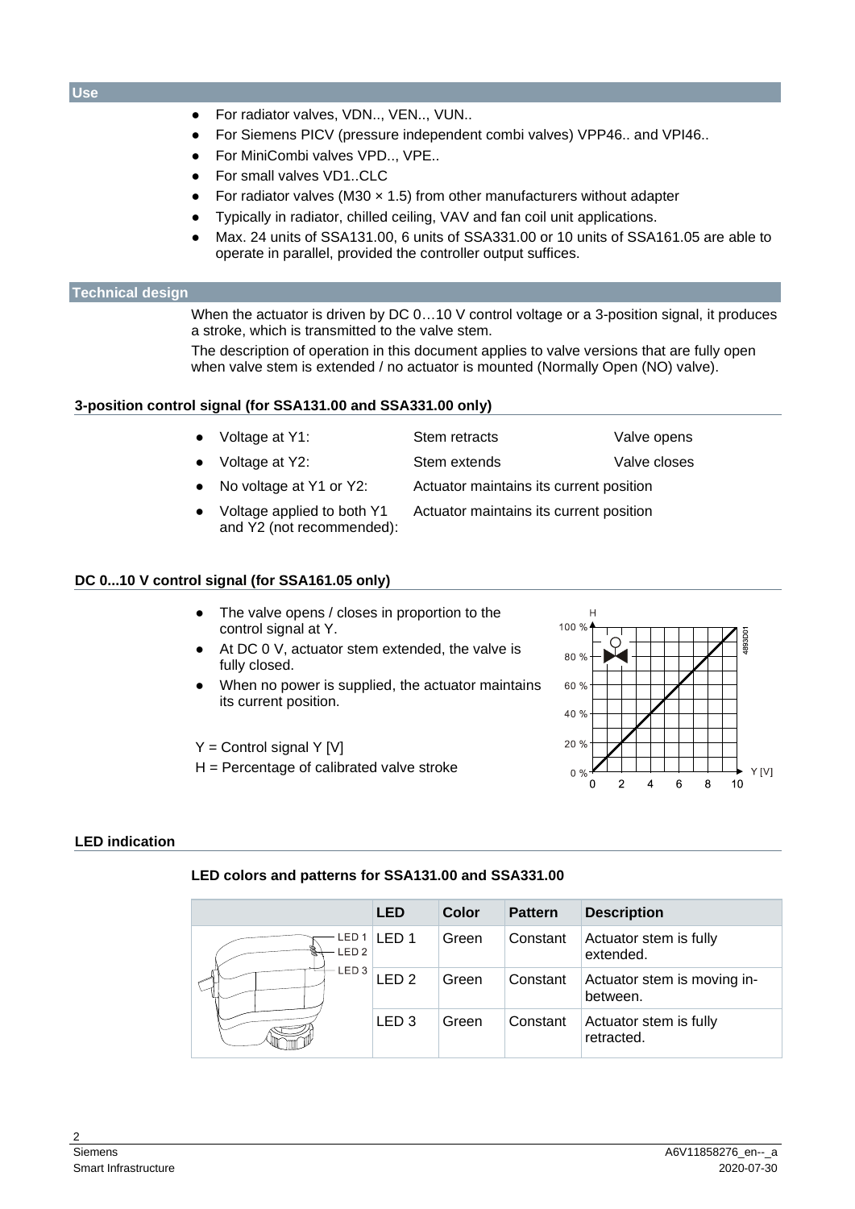## Use

- For radiator valves, VDN.., VEN.., VUN..
- For Siemens PICV (pressure independent combi valves) VPP46.. and VPI46..
- For MiniCombi valves VPD.., VPE..
- For small valves VD1..CLC
- For radiator valves (M30 × 1.5) from other manufacturers without adapter
- Typically in radiator, chilled ceiling, VAV and fan coil unit applications.
- Max. 24 units of SSA131.00, 6 units of SSA331.00 or 10 units of SSA161.05 are able to operate in parallel, provided the controller output suffices.

## Technical design

When the actuator is driven by DC 0…10 V control voltage or a 3-position signal, it produces a stroke, which is transmitted to the valve stem.

The description of operation in this document applies to valve versions that are fully open when valve stem is extended / no actuator is mounted (Normally Open (NO) valve).

### 3-position control signal (for SSA131.00 and SSA331.00 only)

- Voltage at Y1: Stem retracts — Valve opens
- Voltage at Y2: Stem extends — Valve closes
- No voltage at Y1 or Y2: Actuator maintains its current position
- Voltage applied to both Y1 and Y2 (not recommended): Actuator maintains its current position

### DC 0...10 V control signal (for SSA161.05 only)

- The valve opens / closes in proportion to the control signal at Y.
- At DC 0 V, actuator stem extended, the valve is fully closed.
- When no power is supplied, the actuator maintains its current position.

Y = Control signal Y [V]

H = Percentage of calibrated valve stroke

### LED indication

#### LED colors and patterns for SSA131.00 and SSA331.00

| | LED | Color | Pattern | Description |
|---|---|---|---|---|
| LED 1, LED 2, LED 3 | LED 1 | Green | Constant | Actuator stem is fully extended. |
| | LED 2 | Green | Constant | Actuator stem is moving in-between. |
| | LED 3 | Green | Constant | Actuator stem is fully retracted. |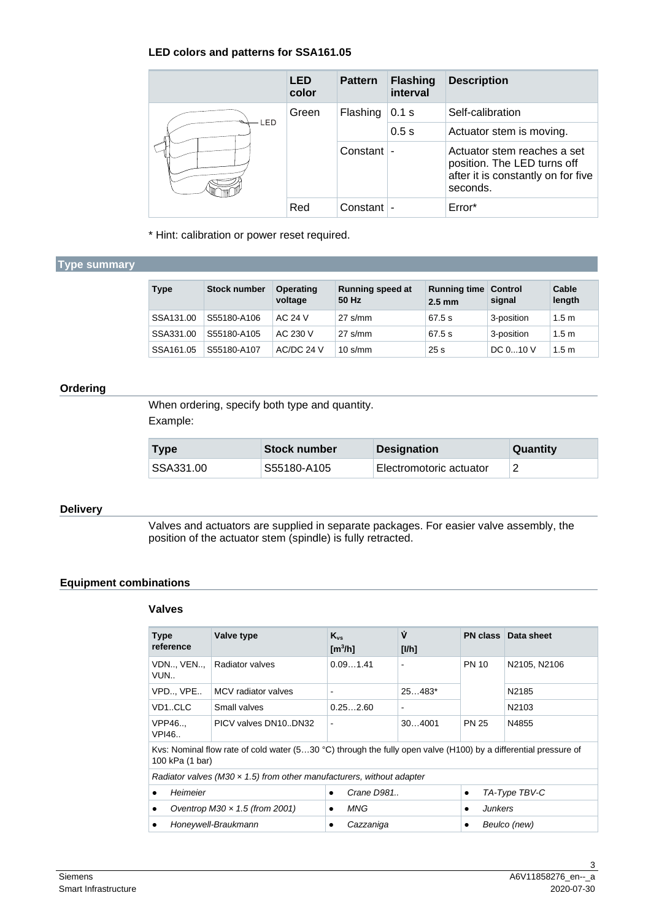### LED colors and patterns for SSA161.05

| | LED color | Pattern | Flashing interval | Description |
|---|---|---|---|---|
| LED | Green | Flashing | 0.1 s | Self-calibration |
| | | | 0.5 s | Actuator stem is moving. |
| | | Constant | - | Actuator stem reaches a set position. The LED turns off after it is constantly on for five seconds. |
| | Red | Constant | - | Error* |

\* Hint: calibration or power reset required.

## Type summary

| Type | Stock number | Operating voltage | Running speed at 50 Hz | Running time 2.5 mm | Control signal | Cable length |
|---|---|---|---|---|---|---|
| SSA131.00 | S55180-A106 | AC 24 V | 27 s/mm | 67.5 s | 3-position | 1.5 m |
| SSA331.00 | S55180-A105 | AC 230 V | 27 s/mm | 67.5 s | 3-position | 1.5 m |
| SSA161.05 | S55180-A107 | AC/DC 24 V | 10 s/mm | 25 s | DC 0...10 V | 1.5 m |

## Ordering

When ordering, specify both type and quantity.

Example:

| Type | Stock number | Designation | Quantity |
|---|---|---|---|
| SSA331.00 | S55180-A105 | Electromotoric actuator | 2 |

## Delivery

Valves and actuators are supplied in separate packages. For easier valve assembly, the position of the actuator stem (spindle) is fully retracted.

## Equipment combinations

### Valves

| Type reference | Valve type | $K_{vs}$ [m³/h] | $\dot{V}$ [l/h] | PN class | Data sheet |
|---|---|---|---|---|---|
| VDN.., VEN.., VUN.. | Radiator valves | 0.09…1.41 | - | PN 10 | N2105, N2106 |
| VPD.., VPE.. | MCV radiator valves | - | 25…483* | | N2185 |
| VD1..CLC | Small valves | 0.25…2.60 | - | | N2103 |
| VPP46.., VPI46.. | PICV valves DN10..DN32 | - | 30…4001 | PN 25 | N4855 |
| Kvs: Nominal flow rate of cold water (5…30 °C) through the fully open valve (H100) by a differential pressure of 100 kPa (1 bar) | | | | | |
| *Radiator valves (M30 × 1.5) from other manufacturers, without adapter* | | | | | |
| • *Heimeier* | | • *Crane D981..* | | • *TA-Type TBV-C* | |
| • *Oventrop M30 × 1.5 (from 2001)* | | • *MNG* | | • *Junkers* | |
| • *Honeywell-Braukmann* | | • *Cazzaniga* | | • *Beulco (new)* | |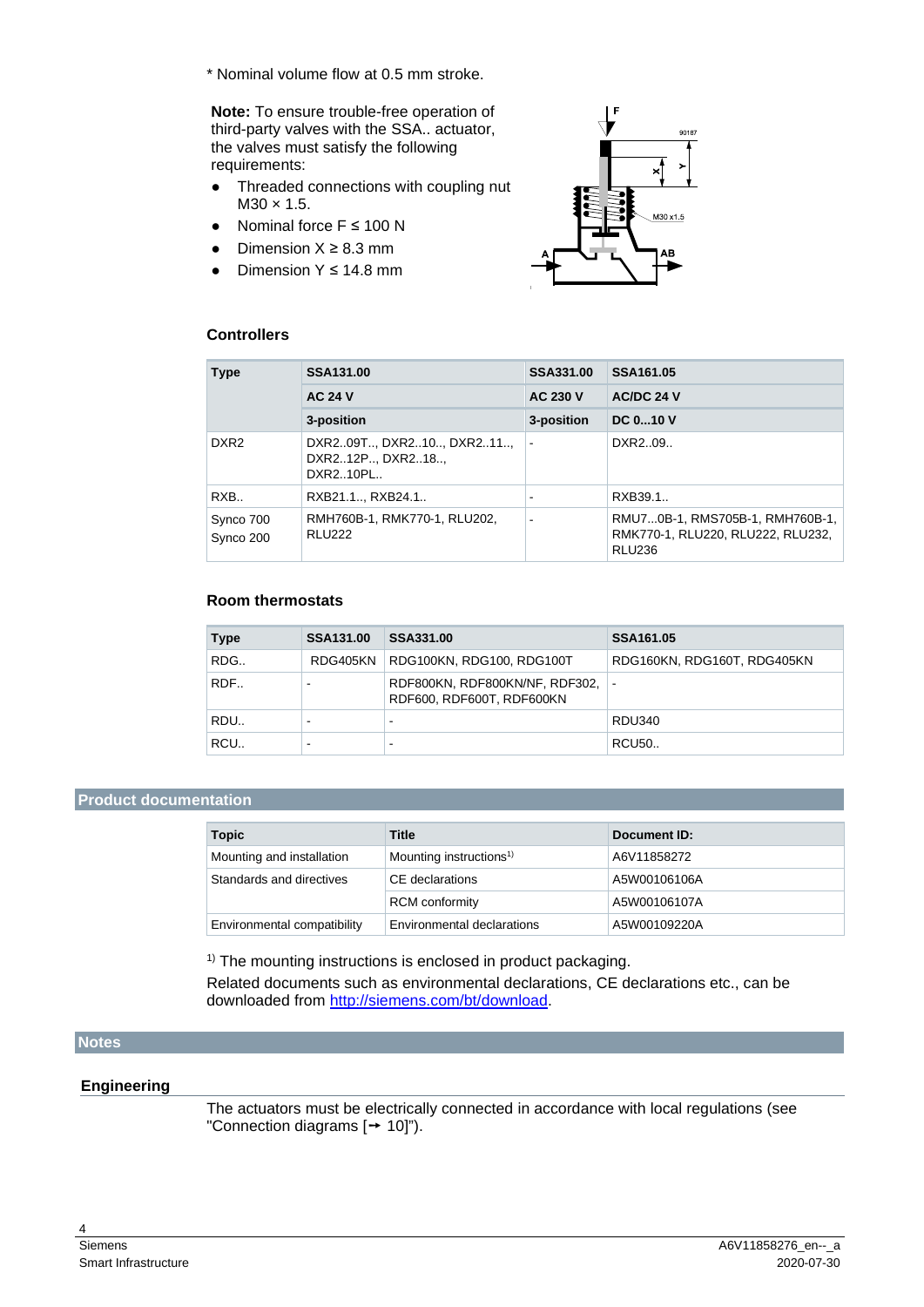* Nominal volume flow at 0.5 mm stroke.

**Note:** To ensure trouble-free operation of third-party valves with the SSA.. actuator, the valves must satisfy the following requirements:

- Threaded connections with coupling nut M30 × 1.5.
- Nominal force F ≤ 100 N
- Dimension X ≥ 8.3 mm
- Dimension Y ≤ 14.8 mm

### Controllers

| Type | SSA131.00 | SSA331.00 | SSA161.05 |
|---|---|---|---|
| | AC 24 V | AC 230 V | AC/DC 24 V |
| | 3-position | 3-position | DC 0...10 V |
| DXR2 | DXR2..09T.., DXR2..10.., DXR2..11.., DXR2..12P.., DXR2..18.., DXR2..10PL.. | - | DXR2..09.. |
| RXB.. | RXB21.1.., RXB24.1.. | - | RXB39.1.. |
| Synco 700 Synco 200 | RMH760B-1, RMK770-1, RLU202, RLU222 | - | RMU7...0B-1, RMS705B-1, RMH760B-1, RMK770-1, RLU220, RLU222, RLU232, RLU236 |

### Room thermostats

| Type | SSA131.00 | SSA331.00 | SSA161.05 |
|---|---|---|---|
| RDG.. | RDG405KN | RDG100KN, RDG100, RDG100T | RDG160KN, RDG160T, RDG405KN |
| RDF.. | - | RDF800KN, RDF800KN/NF, RDF302, RDF600, RDF600T, RDF600KN | - |
| RDU.. | - | - | RDU340 |
| RCU.. | - | - | RCU50.. |

## Product documentation

| Topic | Title | Document ID: |
|---|---|---|
| Mounting and installation | Mounting instructions[1] | A6V11858272 |
| Standards and directives | CE declarations | A5W00106106A |
| | RCM conformity | A5W00106107A |
| Environmental compatibility | Environmental declarations | A5W00109220A |

[1] The mounting instructions is enclosed in product packaging.

Related documents such as environmental declarations, CE declarations etc., can be downloaded from http://siemens.com/bt/download.

## Notes

### Engineering

The actuators must be electrically connected in accordance with local regulations (see "Connection diagrams [→ 10]").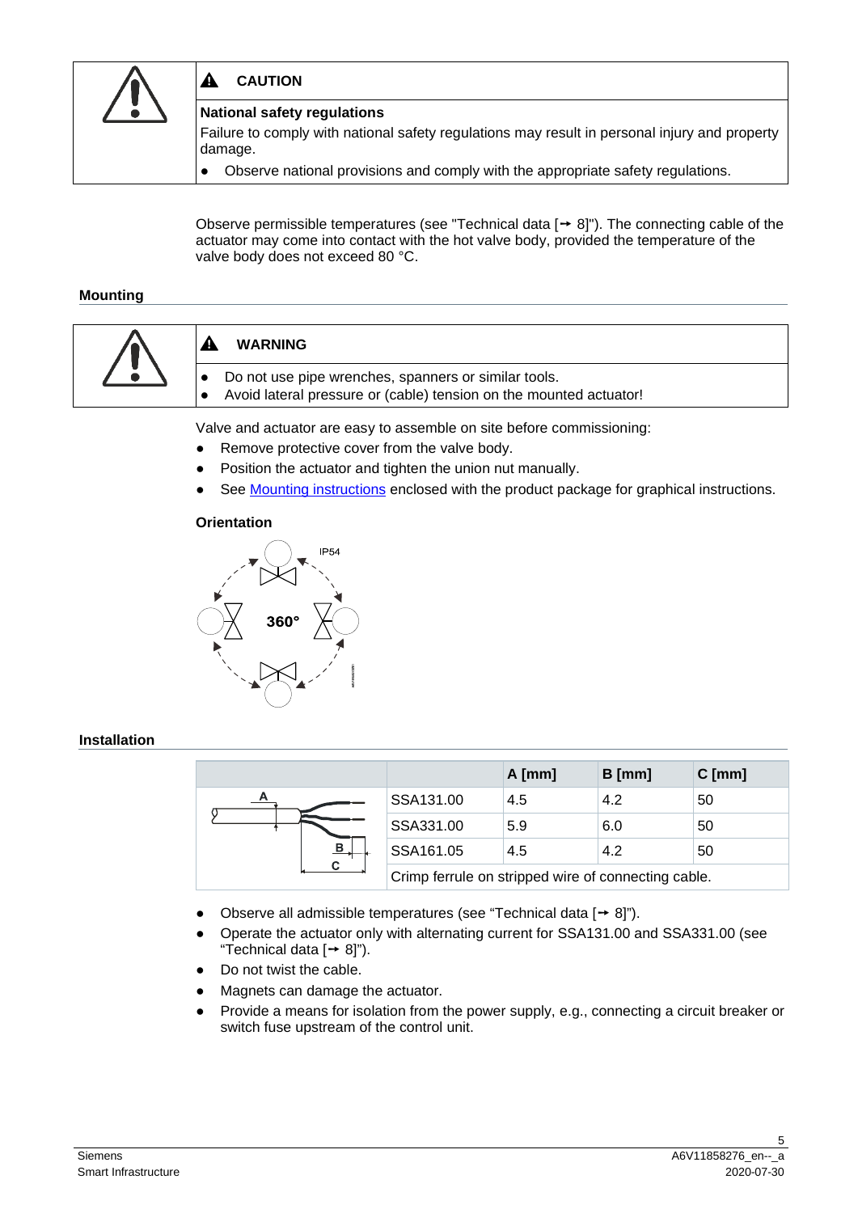| | **CAUTION** |
|---|---|
| | **National safety regulations**<br>Failure to comply with national safety regulations may result in personal injury and property damage.<br>● Observe national provisions and comply with the appropriate safety regulations. |

Observe permissible temperatures (see "Technical data [→ 8]"). The connecting cable of the actuator may come into contact with the hot valve body, provided the temperature of the valve body does not exceed 80 °C.

## Mounting

| | **WARNING** |
|---|---|
| | ● Do not use pipe wrenches, spanners or similar tools.<br>● Avoid lateral pressure or (cable) tension on the mounted actuator! |

Valve and actuator are easy to assemble on site before commissioning:

- Remove protective cover from the valve body.
- Position the actuator and tighten the union nut manually.
- See Mounting instructions enclosed with the product package for graphical instructions.

### Orientation

IP54

360°

## Installation

| | | A [mm] | B [mm] | C [mm] |
|---|---|---|---|---|
| | SSA131.00 | 4.5 | 4.2 | 50 |
| | SSA331.00 | 5.9 | 6.0 | 50 |
| | SSA161.05 | 4.5 | 4.2 | 50 |
| | Crimp ferrule on stripped wire of connecting cable. | | | |

- Observe all admissible temperatures (see "Technical data [→ 8]").
- Operate the actuator only with alternating current for SSA131.00 and SSA331.00 (see "Technical data [→ 8]").
- Do not twist the cable.
- Magnets can damage the actuator.
- Provide a means for isolation from the power supply, e.g., connecting a circuit breaker or switch fuse upstream of the control unit.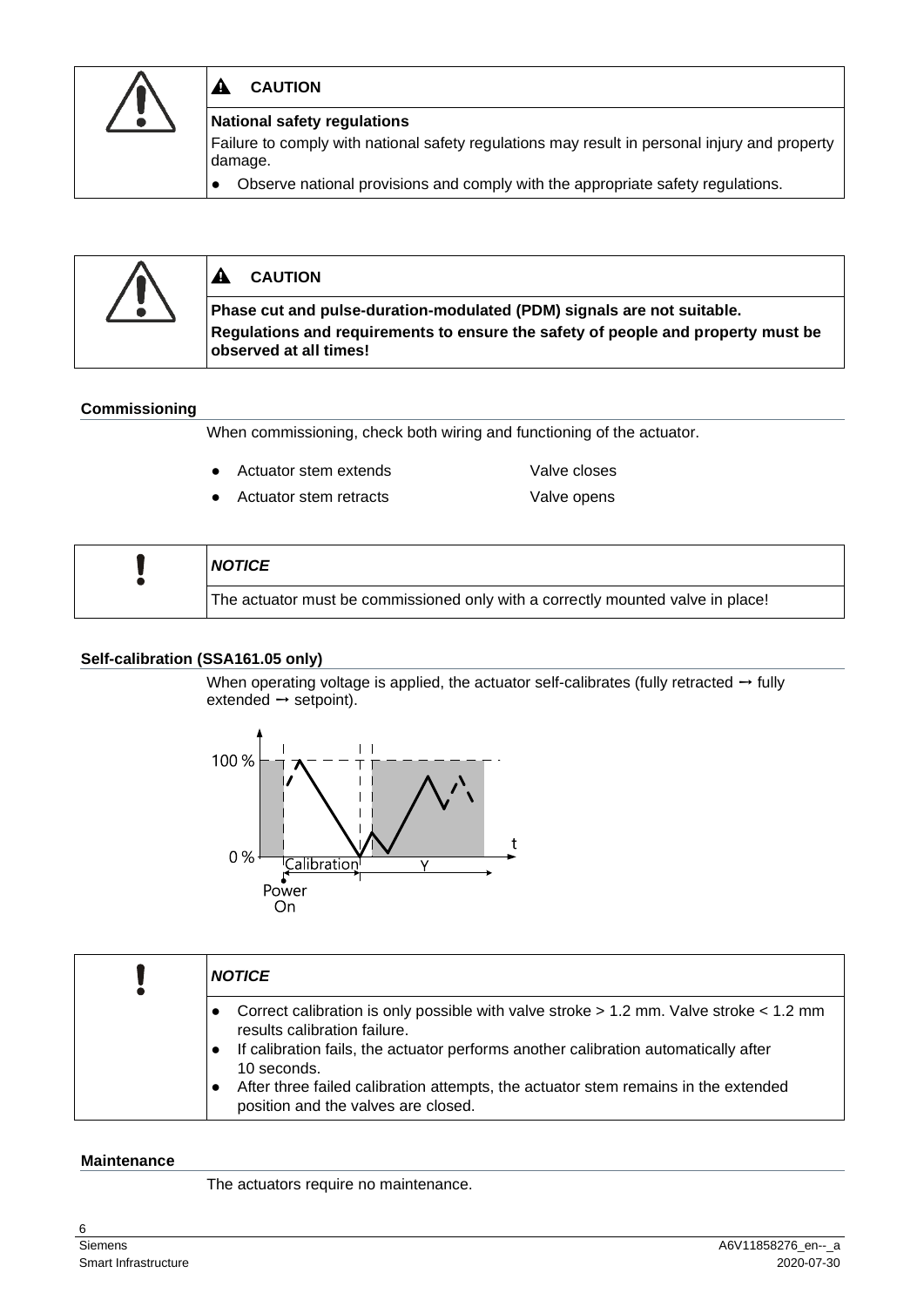> ⚠ **CAUTION**
>
> **National safety regulations**
>
> Failure to comply with national safety regulations may result in personal injury and property damage.
>
> - Observe national provisions and comply with the appropriate safety regulations.

> ⚠ **CAUTION**
>
> **Phase cut and pulse-duration-modulated (PDM) signals are not suitable.**
> **Regulations and requirements to ensure the safety of people and property must be observed at all times!**

## Commissioning

When commissioning, check both wiring and functioning of the actuator.

- Actuator stem extends — Valve closes
- Actuator stem retracts — Valve opens

> ! ***NOTICE***
>
> The actuator must be commissioned only with a correctly mounted valve in place!

## Self-calibration (SSA161.05 only)

When operating voltage is applied, the actuator self-calibrates (fully retracted → fully extended → setpoint).

> ! ***NOTICE***
>
> - Correct calibration is only possible with valve stroke > 1.2 mm. Valve stroke < 1.2 mm results calibration failure.
> - If calibration fails, the actuator performs another calibration automatically after 10 seconds.
> - After three failed calibration attempts, the actuator stem remains in the extended position and the valves are closed.

## Maintenance

The actuators require no maintenance.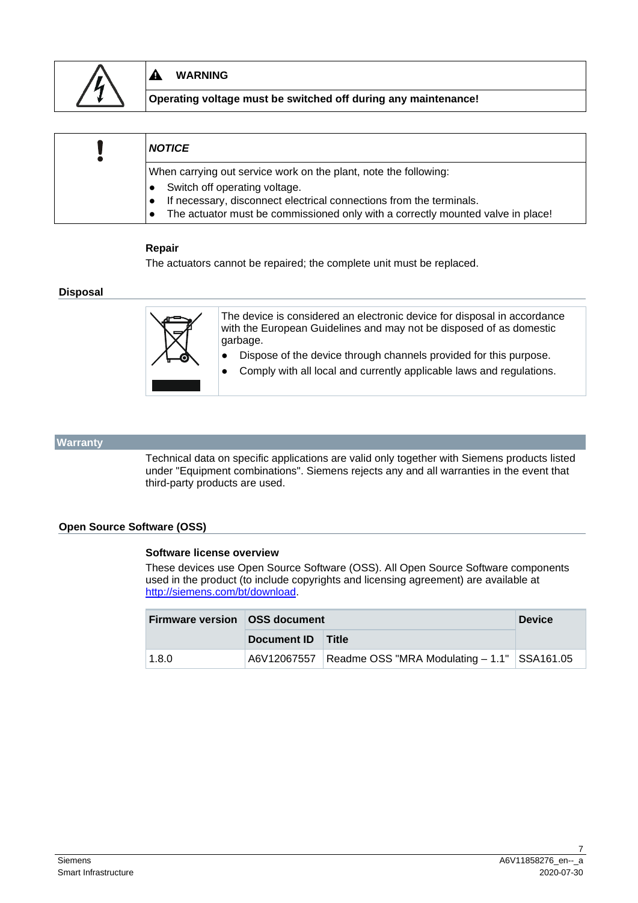**⚠ WARNING**

**Operating voltage must be switched off during any maintenance!**

***NOTICE***

When carrying out service work on the plant, note the following:

- Switch off operating voltage.
- If necessary, disconnect electrical connections from the terminals.
- The actuator must be commissioned only with a correctly mounted valve in place!

**Repair**

The actuators cannot be repaired; the complete unit must be replaced.

## Disposal

The device is considered an electronic device for disposal in accordance with the European Guidelines and may not be disposed of as domestic garbage.

- Dispose of the device through channels provided for this purpose.
- Comply with all local and currently applicable laws and regulations.

## Warranty

Technical data on specific applications are valid only together with Siemens products listed under "Equipment combinations". Siemens rejects any and all warranties in the event that third-party products are used.

## Open Source Software (OSS)

### Software license overview

These devices use Open Source Software (OSS). All Open Source Software components used in the product (to include copyrights and licensing agreement) are available at http://siemens.com/bt/download.

| Firmware version | OSS document | | Device |
|---|---|---|---|
| | Document ID | Title | |
| 1.8.0 | A6V12067557 | Readme OSS "MRA Modulating – 1.1" | SSA161.05 |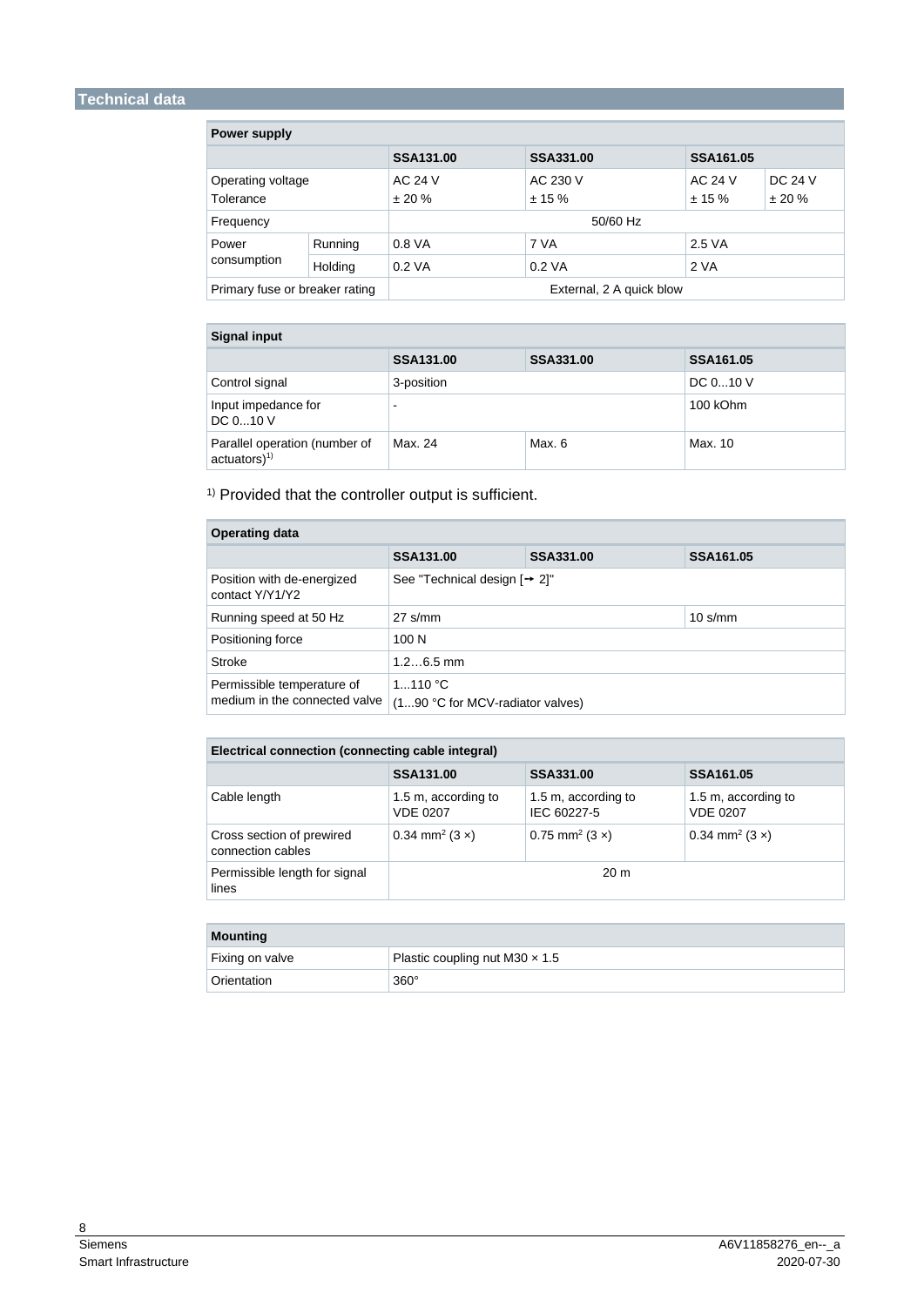## Technical data

| Power supply | | | | | |
|---|---|---|---|---|---|
| | | **SSA131.00** | **SSA331.00** | **SSA161.05** | |
| Operating voltage<br>Tolerance | | AC 24 V<br>± 20 % | AC 230 V<br>± 15 % | AC 24 V<br>± 15 % | DC 24 V<br>± 20 % |
| Frequency | | 50/60 Hz | | | |
| Power consumption | Running | 0.8 VA | 7 VA | 2.5 VA | |
| | Holding | 0.2 VA | 0.2 VA | 2 VA | |
| Primary fuse or breaker rating | | External, 2 A quick blow | | | |

| Signal input | | | |
|---|---|---|---|
| | **SSA131.00** | **SSA331.00** | **SSA161.05** |
| Control signal | 3-position | | DC 0...10 V |
| Input impedance for DC 0...10 V | - | | 100 kOhm |
| Parallel operation (number of actuators)[1] | Max. 24 | Max. 6 | Max. 10 |

[1] Provided that the controller output is sufficient.

| Operating data | | | |
|---|---|---|---|
| | **SSA131.00** | **SSA331.00** | **SSA161.05** |
| Position with de-energized contact Y/Y1/Y2 | See "Technical design [→ 2]" | | |
| Running speed at 50 Hz | 27 s/mm | | 10 s/mm |
| Positioning force | 100 N | | |
| Stroke | 1.2…6.5 mm | | |
| Permissible temperature of medium in the connected valve | 1...110 °C<br>(1...90 °C for MCV-radiator valves) | | |

| Electrical connection (connecting cable integral) | | | |
|---|---|---|---|
| | **SSA131.00** | **SSA331.00** | **SSA161.05** |
| Cable length | 1.5 m, according to VDE 0207 | 1.5 m, according to IEC 60227-5 | 1.5 m, according to VDE 0207 |
| Cross section of prewired connection cables | 0.34 mm² (3 ×) | 0.75 mm² (3 ×) | 0.34 mm² (3 ×) |
| Permissible length for signal lines | 20 m | | |

| Mounting | |
|---|---|
| Fixing on valve | Plastic coupling nut M30 × 1.5 |
| Orientation | 360° |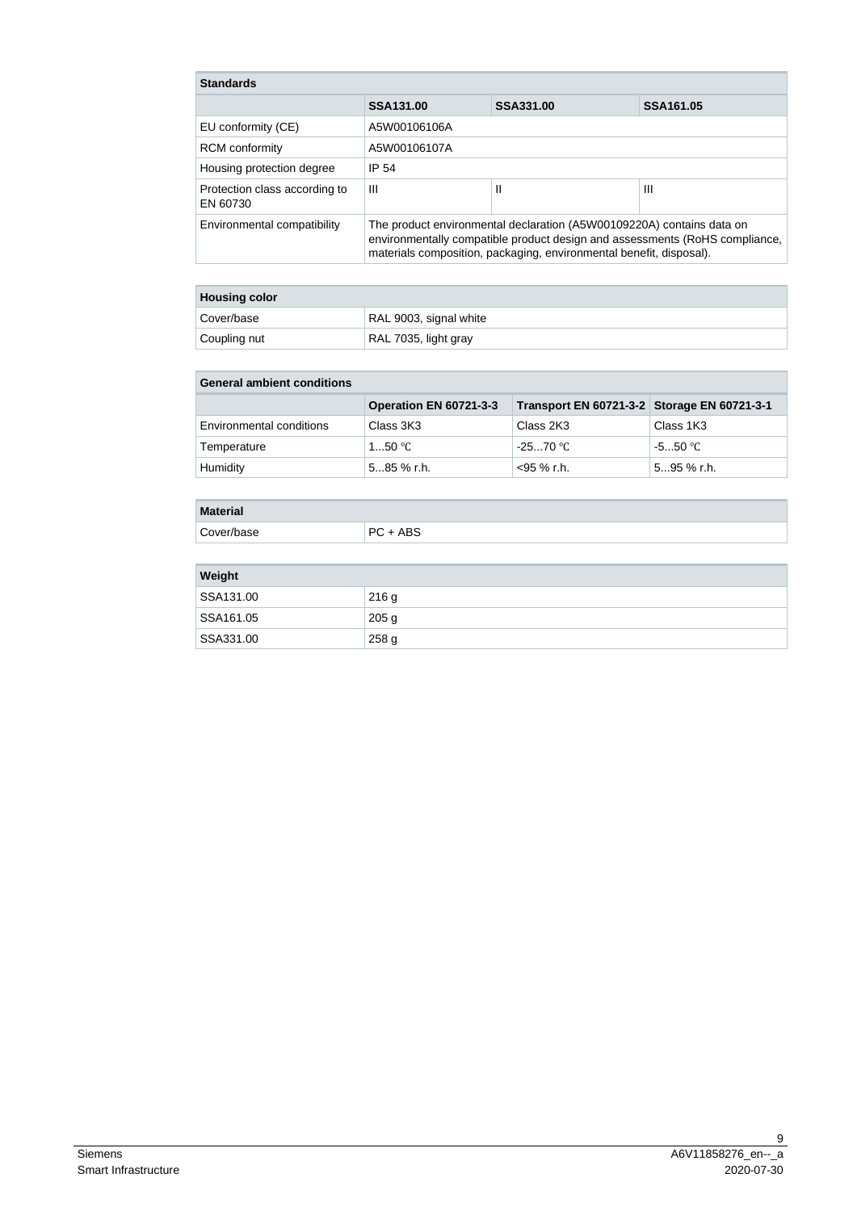| Standards | | | |
|---|---|---|---|
| | **SSA131.00** | **SSA331.00** | **SSA161.05** |
| EU conformity (CE) | A5W00106106A | | |
| RCM conformity | A5W00106107A | | |
| Housing protection degree | IP 54 | | |
| Protection class according to EN 60730 | III | II | III |
| Environmental compatibility | The product environmental declaration (A5W00109220A) contains data on environmentally compatible product design and assessments (RoHS compliance, materials composition, packaging, environmental benefit, disposal). | | |

| Housing color | |
|---|---|
| Cover/base | RAL 9003, signal white |
| Coupling nut | RAL 7035, light gray |

| General ambient conditions | | | |
|---|---|---|---|
| | **Operation EN 60721-3-3** | **Transport EN 60721-3-2** | **Storage EN 60721-3-1** |
| Environmental conditions | Class 3K3 | Class 2K3 | Class 1K3 |
| Temperature | 1...50 ℃ | -25...70 ℃ | -5...50 ℃ |
| Humidity | 5...85 % r.h. | <95 % r.h. | 5...95 % r.h. |

| Material | |
|---|---|
| Cover/base | PC + ABS |

| Weight | |
|---|---|
| SSA131.00 | 216 g |
| SSA161.05 | 205 g |
| SSA331.00 | 258 g |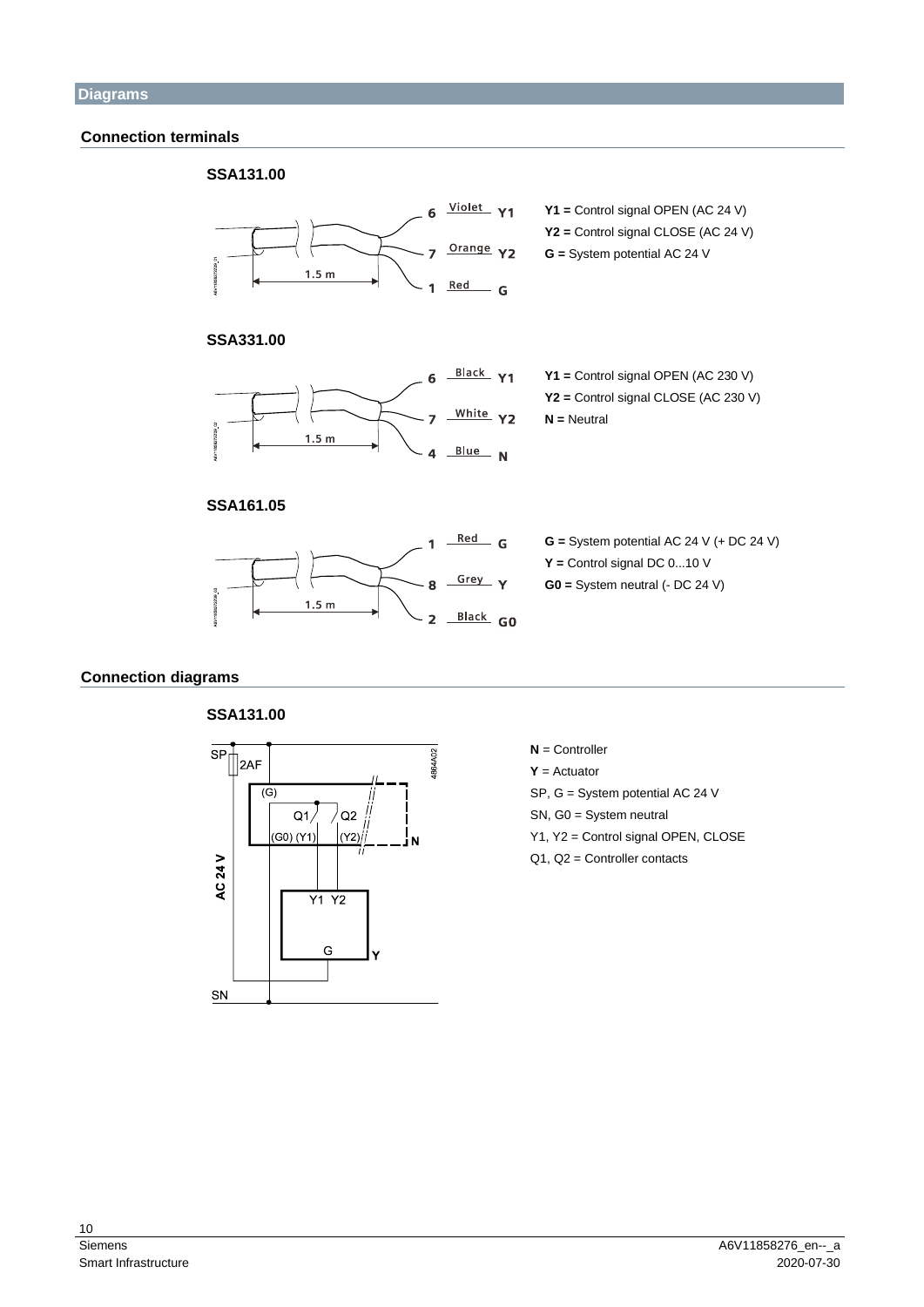## Diagrams

### Connection terminals

**SSA131.00**

**Y1 =** Control signal OPEN (AC 24 V)
**Y2 =** Control signal CLOSE (AC 24 V)
**G =** System potential AC 24 V

| Terminal | Wire colour | Designation |
|---|---|---|
| 6 | Violet | Y1 |
| 7 | Orange | Y2 |
| 1 | Red | G |

Cable length: 1.5 m

**SSA331.00**

**Y1 =** Control signal OPEN (AC 230 V)
**Y2 =** Control signal CLOSE (AC 230 V)
**N =** Neutral

| Terminal | Wire colour | Designation |
|---|---|---|
| 6 | Black | Y1 |
| 7 | White | Y2 |
| 4 | Blue | N |

Cable length: 1.5 m

**SSA161.05**

**G =** System potential AC 24 V (+ DC 24 V)
**Y =** Control signal DC 0...10 V
**G0 =** System neutral (- DC 24 V)

| Terminal | Wire colour | Designation |
|---|---|---|
| 1 | Red | G |
| 8 | Grey | Y |
| 2 | Black | G0 |

Cable length: 1.5 m

### Connection diagrams

**SSA131.00**

**N** = Controller
**Y** = Actuator
SP, G = System potential AC 24 V
SN, G0 = System neutral
Y1, Y2 = Control signal OPEN, CLOSE
Q1, Q2 = Controller contacts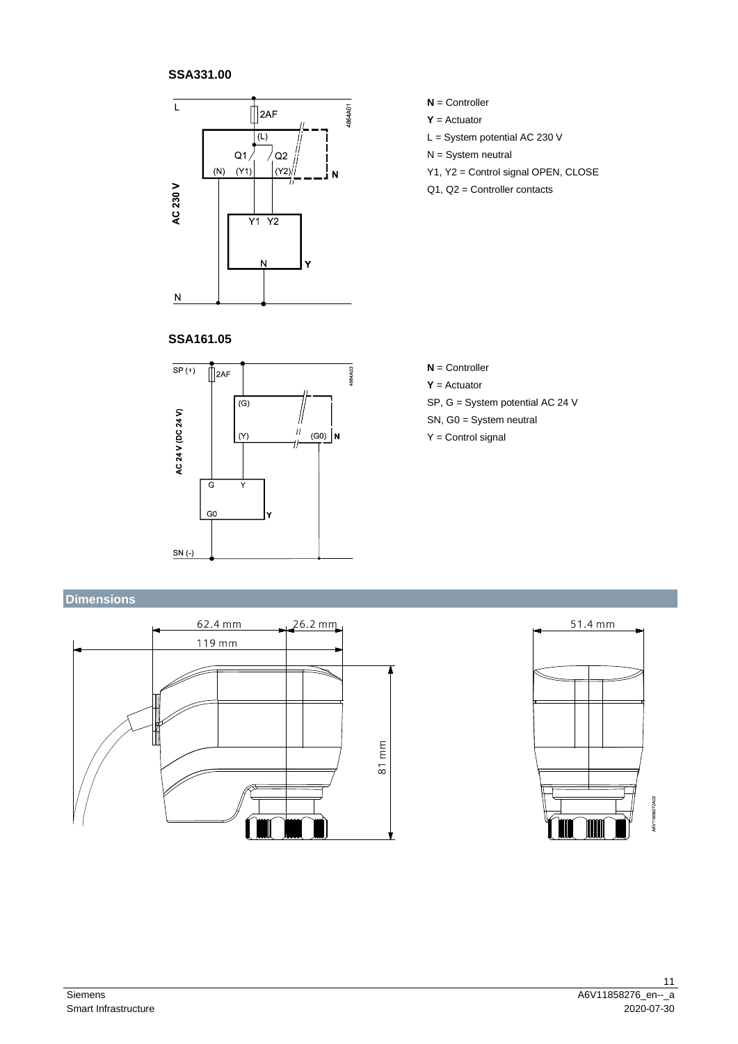**SSA331.00**

**N** = Controller

**Y** = Actuator

L = System potential AC 230 V

N = System neutral

Y1, Y2 = Control signal OPEN, CLOSE

Q1, Q2 = Controller contacts

**SSA161.05**

**N** = Controller

**Y** = Actuator

SP, G = System potential AC 24 V

SN, G0 = System neutral

Y = Control signal

## Dimensions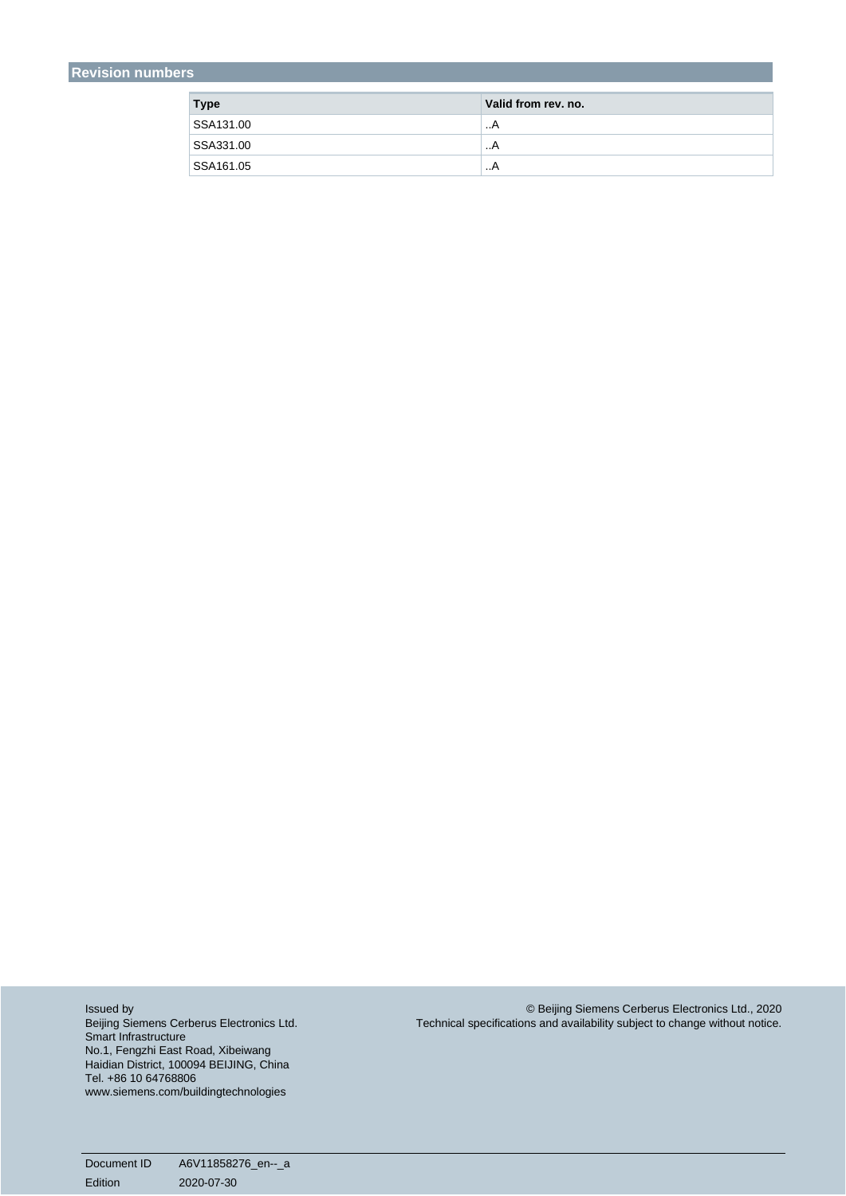## Revision numbers

| Type | Valid from rev. no. |
|---|---|
| SSA131.00 | ..A |
| SSA331.00 | ..A |
| SSA161.05 | ..A |

Issued by
Beijing Siemens Cerberus Electronics Ltd.
Smart Infrastructure
No.1, Fengzhi East Road, Xibeiwang
Haidian District, 100094 BEIJING, China
Tel. +86 10 64768806
www.siemens.com/buildingtechnologies

© Beijing Siemens Cerberus Electronics Ltd., 2020
Technical specifications and availability subject to change without notice.

Document ID A6V11858276_en--_a
Edition 2020-07-30